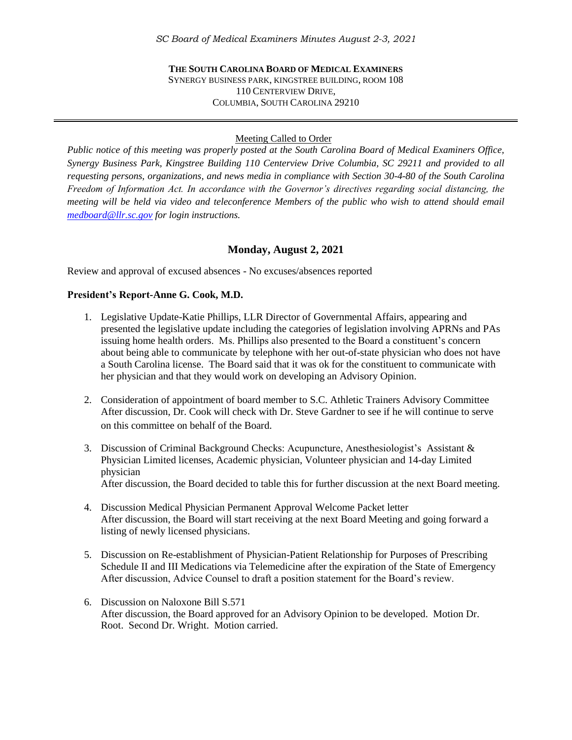**THE SOUTH CAROLINA BOARD OF MEDICAL EXAMINERS**
SYNERGY BUSINESS PARK, KINGSTREE BUILDING, ROOM 108
110 CENTERVIEW DRIVE,
COLUMBIA, SOUTH CAROLINA 29210

---

Meeting Called to Order

*Public notice of this meeting was properly posted at the South Carolina Board of Medical Examiners Office, Synergy Business Park, Kingstree Building 110 Centerview Drive Columbia, SC 29211 and provided to all requesting persons, organizations, and news media in compliance with Section 30-4-80 of the South Carolina Freedom of Information Act. In accordance with the Governor's directives regarding social distancing, the meeting will be held via video and teleconference Members of the public who wish to attend should email [medboard@llr.sc.gov](mailto:medboard@llr.sc.gov) for login instructions.*

## Monday, August 2, 2021

Review and approval of excused absences - No excuses/absences reported

### President's Report-Anne G. Cook, M.D.

1. Legislative Update-Katie Phillips, LLR Director of Governmental Affairs, appearing and presented the legislative update including the categories of legislation involving APRNs and PAs issuing home health orders. Ms. Phillips also presented to the Board a constituent's concern about being able to communicate by telephone with her out-of-state physician who does not have a South Carolina license. The Board said that it was ok for the constituent to communicate with her physician and that they would work on developing an Advisory Opinion.

2. Consideration of appointment of board member to S.C. Athletic Trainers Advisory Committee After discussion, Dr. Cook will check with Dr. Steve Gardner to see if he will continue to serve on this committee on behalf of the Board.

3. Discussion of Criminal Background Checks: Acupuncture, Anesthesiologist's Assistant & Physician Limited licenses, Academic physician, Volunteer physician and 14-day Limited physician
   After discussion, the Board decided to table this for further discussion at the next Board meeting.

4. Discussion Medical Physician Permanent Approval Welcome Packet letter
   After discussion, the Board will start receiving at the next Board Meeting and going forward a listing of newly licensed physicians.

5. Discussion on Re-establishment of Physician-Patient Relationship for Purposes of Prescribing Schedule II and III Medications via Telemedicine after the expiration of the State of Emergency
   After discussion, Advice Counsel to draft a position statement for the Board's review.

6. Discussion on Naloxone Bill S.571
   After discussion, the Board approved for an Advisory Opinion to be developed. Motion Dr. Root. Second Dr. Wright. Motion carried.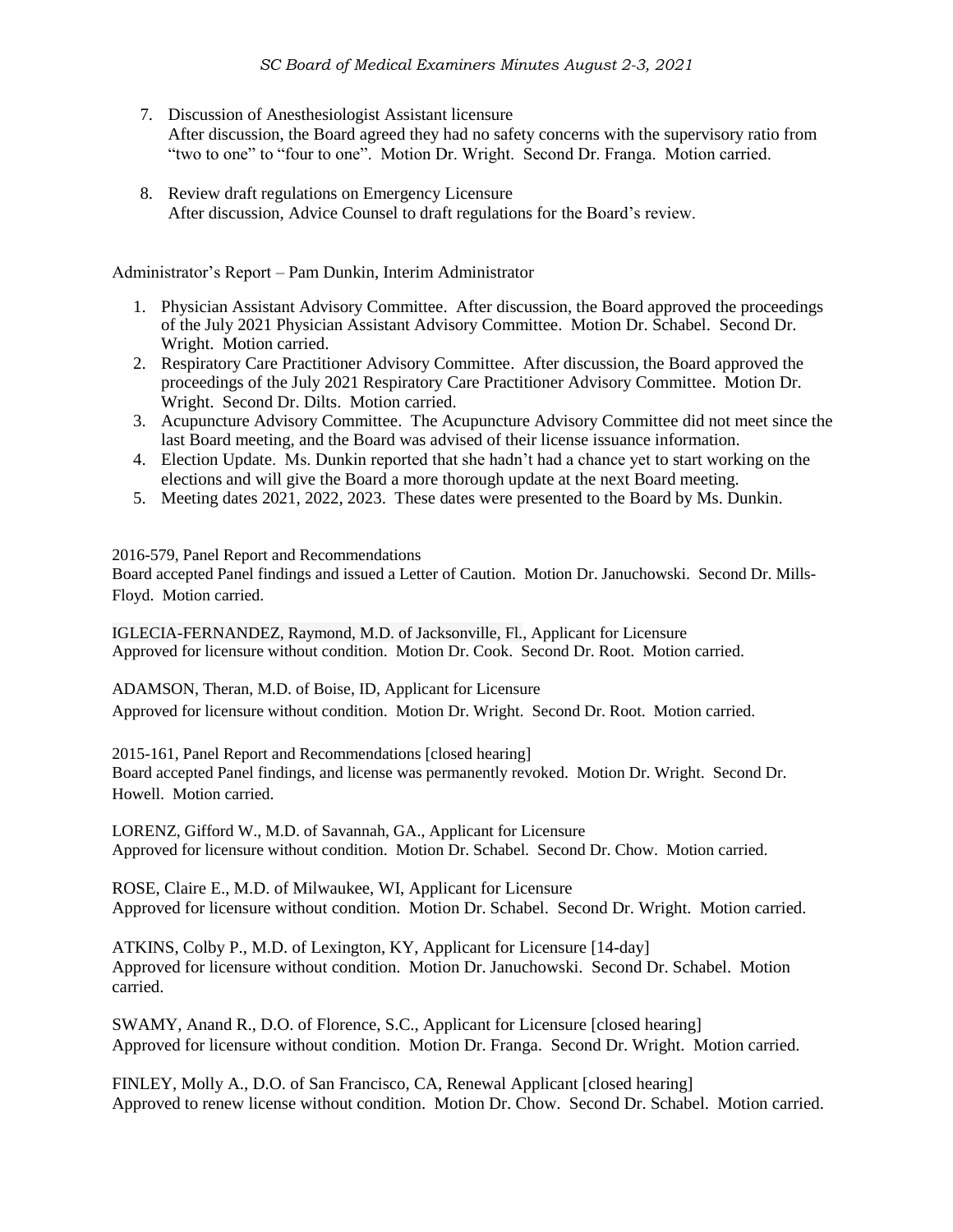7. Discussion of Anesthesiologist Assistant licensure
   After discussion, the Board agreed they had no safety concerns with the supervisory ratio from "two to one" to "four to one". Motion Dr. Wright. Second Dr. Franga. Motion carried.

8. Review draft regulations on Emergency Licensure
   After discussion, Advice Counsel to draft regulations for the Board's review.

Administrator's Report – Pam Dunkin, Interim Administrator

1. Physician Assistant Advisory Committee. After discussion, the Board approved the proceedings of the July 2021 Physician Assistant Advisory Committee. Motion Dr. Schabel. Second Dr. Wright. Motion carried.
2. Respiratory Care Practitioner Advisory Committee. After discussion, the Board approved the proceedings of the July 2021 Respiratory Care Practitioner Advisory Committee. Motion Dr. Wright. Second Dr. Dilts. Motion carried.
3. Acupuncture Advisory Committee. The Acupuncture Advisory Committee did not meet since the last Board meeting, and the Board was advised of their license issuance information.
4. Election Update. Ms. Dunkin reported that she hadn't had a chance yet to start working on the elections and will give the Board a more thorough update at the next Board meeting.
5. Meeting dates 2021, 2022, 2023. These dates were presented to the Board by Ms. Dunkin.

2016-579, Panel Report and Recommendations
Board accepted Panel findings and issued a Letter of Caution. Motion Dr. Januchowski. Second Dr. Mills-Floyd. Motion carried.

IGLECIA-FERNANDEZ, Raymond, M.D. of Jacksonville, Fl., Applicant for Licensure
Approved for licensure without condition. Motion Dr. Cook. Second Dr. Root. Motion carried.

ADAMSON, Theran, M.D. of Boise, ID, Applicant for Licensure
Approved for licensure without condition. Motion Dr. Wright. Second Dr. Root. Motion carried.

2015-161, Panel Report and Recommendations [closed hearing]
Board accepted Panel findings, and license was permanently revoked. Motion Dr. Wright. Second Dr. Howell. Motion carried.

LORENZ, Gifford W., M.D. of Savannah, GA., Applicant for Licensure
Approved for licensure without condition. Motion Dr. Schabel. Second Dr. Chow. Motion carried.

ROSE, Claire E., M.D. of Milwaukee, WI, Applicant for Licensure
Approved for licensure without condition. Motion Dr. Schabel. Second Dr. Wright. Motion carried.

ATKINS, Colby P., M.D. of Lexington, KY, Applicant for Licensure [14-day]
Approved for licensure without condition. Motion Dr. Januchowski. Second Dr. Schabel. Motion carried.

SWAMY, Anand R., D.O. of Florence, S.C., Applicant for Licensure [closed hearing]
Approved for licensure without condition. Motion Dr. Franga. Second Dr. Wright. Motion carried.

FINLEY, Molly A., D.O. of San Francisco, CA, Renewal Applicant [closed hearing]
Approved to renew license without condition. Motion Dr. Chow. Second Dr. Schabel. Motion carried.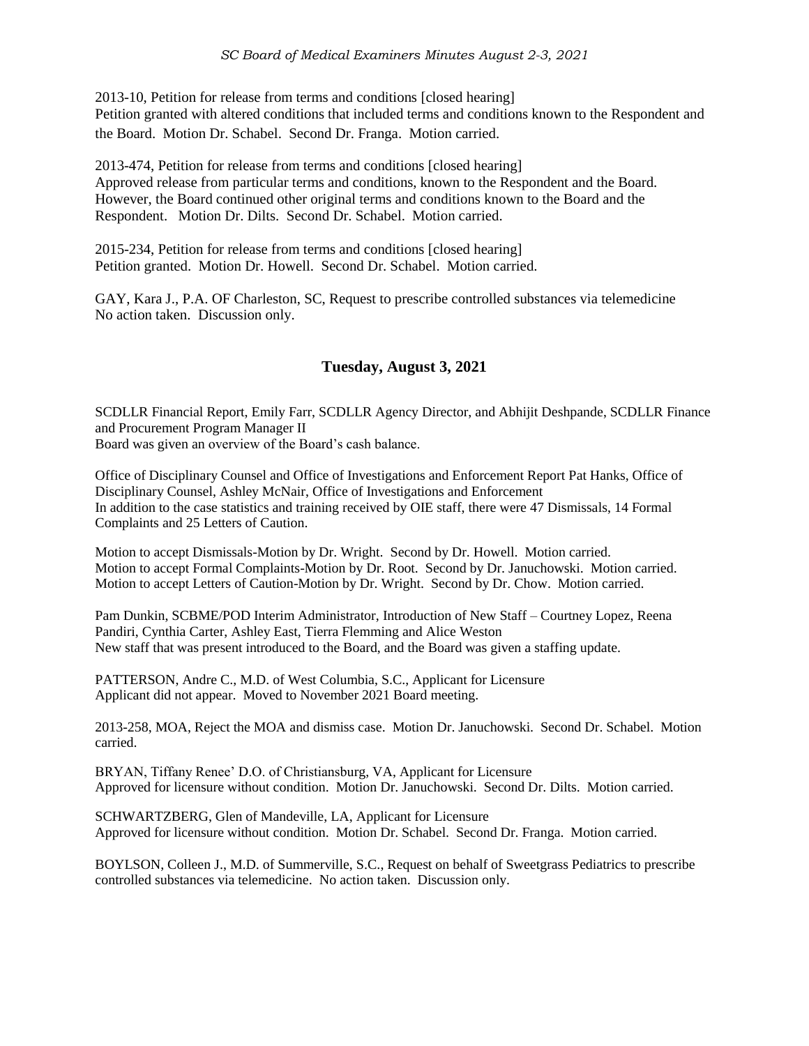2013-10, Petition for release from terms and conditions [closed hearing]
Petition granted with altered conditions that included terms and conditions known to the Respondent and the Board. Motion Dr. Schabel. Second Dr. Franga. Motion carried.

2013-474, Petition for release from terms and conditions [closed hearing]
Approved release from particular terms and conditions, known to the Respondent and the Board. However, the Board continued other original terms and conditions known to the Board and the Respondent. Motion Dr. Dilts. Second Dr. Schabel. Motion carried.

2015-234, Petition for release from terms and conditions [closed hearing]
Petition granted. Motion Dr. Howell. Second Dr. Schabel. Motion carried.

GAY, Kara J., P.A. OF Charleston, SC, Request to prescribe controlled substances via telemedicine
No action taken. Discussion only.

## Tuesday, August 3, 2021

SCDLLR Financial Report, Emily Farr, SCDLLR Agency Director, and Abhijit Deshpande, SCDLLR Finance and Procurement Program Manager II
Board was given an overview of the Board's cash balance.

Office of Disciplinary Counsel and Office of Investigations and Enforcement Report Pat Hanks, Office of Disciplinary Counsel, Ashley McNair, Office of Investigations and Enforcement
In addition to the case statistics and training received by OIE staff, there were 47 Dismissals, 14 Formal Complaints and 25 Letters of Caution.

Motion to accept Dismissals-Motion by Dr. Wright. Second by Dr. Howell. Motion carried.
Motion to accept Formal Complaints-Motion by Dr. Root. Second by Dr. Januchowski. Motion carried.
Motion to accept Letters of Caution-Motion by Dr. Wright. Second by Dr. Chow. Motion carried.

Pam Dunkin, SCBME/POD Interim Administrator, Introduction of New Staff – Courtney Lopez, Reena Pandiri, Cynthia Carter, Ashley East, Tierra Flemming and Alice Weston
New staff that was present introduced to the Board, and the Board was given a staffing update.

PATTERSON, Andre C., M.D. of West Columbia, S.C., Applicant for Licensure
Applicant did not appear. Moved to November 2021 Board meeting.

2013-258, MOA, Reject the MOA and dismiss case. Motion Dr. Januchowski. Second Dr. Schabel. Motion carried.

BRYAN, Tiffany Renee' D.O. of Christiansburg, VA, Applicant for Licensure
Approved for licensure without condition. Motion Dr. Januchowski. Second Dr. Dilts. Motion carried.

SCHWARTZBERG, Glen of Mandeville, LA, Applicant for Licensure
Approved for licensure without condition. Motion Dr. Schabel. Second Dr. Franga. Motion carried.

BOYLSON, Colleen J., M.D. of Summerville, S.C., Request on behalf of Sweetgrass Pediatrics to prescribe controlled substances via telemedicine. No action taken. Discussion only.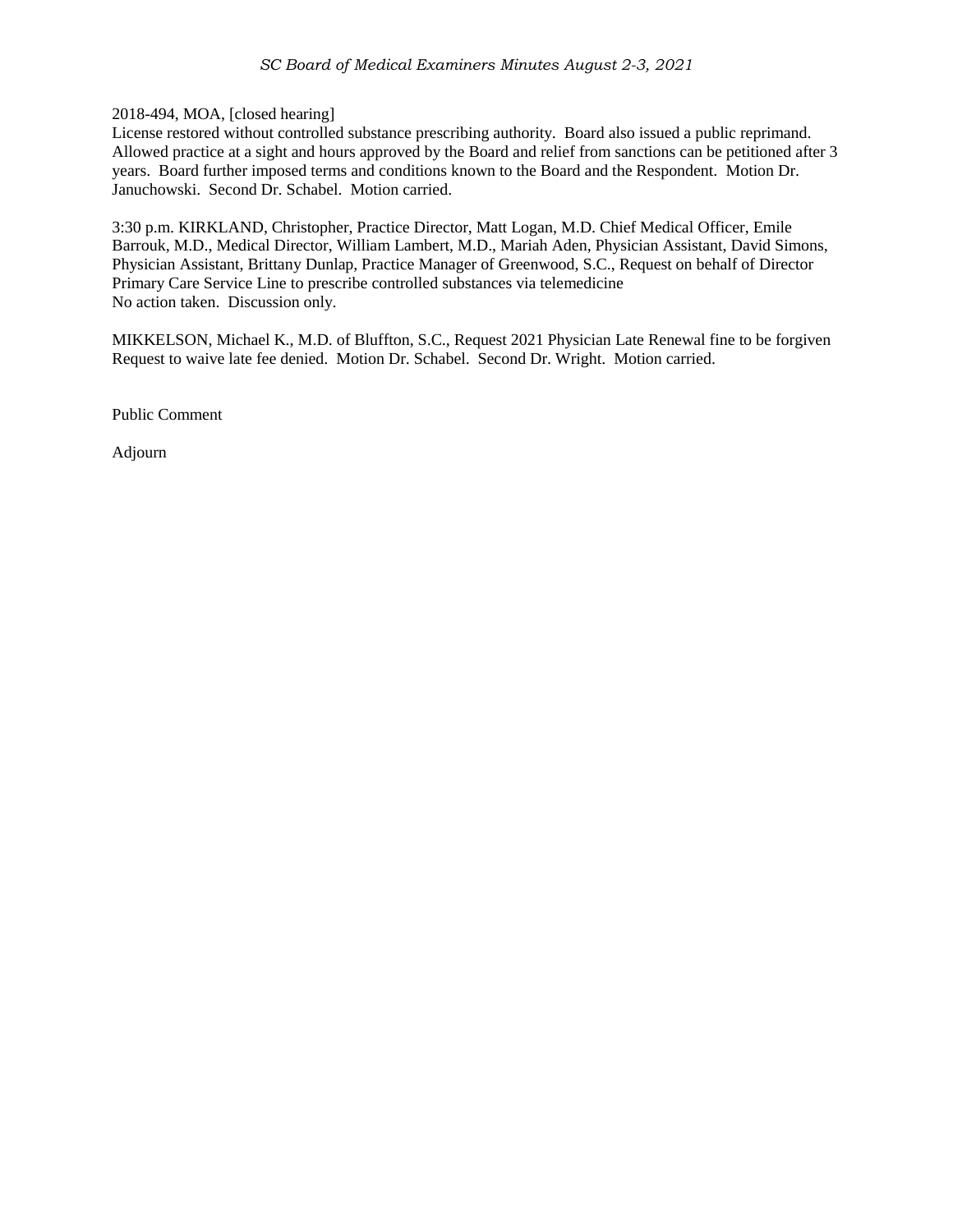2018-494, MOA, [closed hearing]
License restored without controlled substance prescribing authority. Board also issued a public reprimand. Allowed practice at a sight and hours approved by the Board and relief from sanctions can be petitioned after 3 years. Board further imposed terms and conditions known to the Board and the Respondent. Motion Dr. Januchowski. Second Dr. Schabel. Motion carried.

3:30 p.m. KIRKLAND, Christopher, Practice Director, Matt Logan, M.D. Chief Medical Officer, Emile Barrouk, M.D., Medical Director, William Lambert, M.D., Mariah Aden, Physician Assistant, David Simons, Physician Assistant, Brittany Dunlap, Practice Manager of Greenwood, S.C., Request on behalf of Director Primary Care Service Line to prescribe controlled substances via telemedicine
No action taken. Discussion only.

MIKKELSON, Michael K., M.D. of Bluffton, S.C., Request 2021 Physician Late Renewal fine to be forgiven
Request to waive late fee denied. Motion Dr. Schabel. Second Dr. Wright. Motion carried.

Public Comment

Adjourn